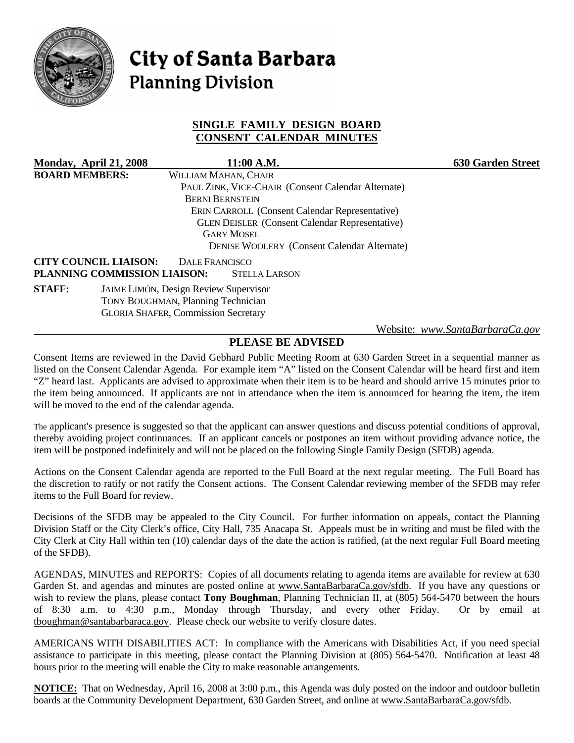# City of Santa Barbara
## Planning Division

### SINGLE FAMILY DESIGN BOARD
### CONSENT CALENDAR MINUTES

**Monday, April 21, 2008** **11:00 A.M.** **630 Garden Street**

**BOARD MEMBERS:** WILLIAM MAHAN, CHAIR
PAUL ZINK, VICE-CHAIR (Consent Calendar Alternate)
BERNI BERNSTEIN
ERIN CARROLL (Consent Calendar Representative)
GLEN DEISLER (Consent Calendar Representative)
GARY MOSEL
DENISE WOOLERY (Consent Calendar Alternate)

**CITY COUNCIL LIAISON:** DALE FRANCISCO
**PLANNING COMMISSION LIAISON:** STELLA LARSON

**STAFF:** JAIME LIMÓN, Design Review Supervisor
TONY BOUGHMAN, Planning Technician
GLORIA SHAFER, Commission Secretary

Website: *www.SantaBarbaraCa.gov*

### PLEASE BE ADVISED

Consent Items are reviewed in the David Gebhard Public Meeting Room at 630 Garden Street in a sequential manner as listed on the Consent Calendar Agenda. For example item "A" listed on the Consent Calendar will be heard first and item "Z" heard last. Applicants are advised to approximate when their item is to be heard and should arrive 15 minutes prior to the item being announced. If applicants are not in attendance when the item is announced for hearing the item, the item will be moved to the end of the calendar agenda.

The applicant's presence is suggested so that the applicant can answer questions and discuss potential conditions of approval, thereby avoiding project continuances. If an applicant cancels or postpones an item without providing advance notice, the item will be postponed indefinitely and will not be placed on the following Single Family Design (SFDB) agenda.

Actions on the Consent Calendar agenda are reported to the Full Board at the next regular meeting. The Full Board has the discretion to ratify or not ratify the Consent actions. The Consent Calendar reviewing member of the SFDB may refer items to the Full Board for review.

Decisions of the SFDB may be appealed to the City Council. For further information on appeals, contact the Planning Division Staff or the City Clerk's office, City Hall, 735 Anacapa St. Appeals must be in writing and must be filed with the City Clerk at City Hall within ten (10) calendar days of the date the action is ratified, (at the next regular Full Board meeting of the SFDB).

AGENDAS, MINUTES and REPORTS: Copies of all documents relating to agenda items are available for review at 630 Garden St. and agendas and minutes are posted online at www.SantaBarbaraCa.gov/sfdb. If you have any questions or wish to review the plans, please contact **Tony Boughman**, Planning Technician II, at (805) 564-5470 between the hours of 8:30 a.m. to 4:30 p.m., Monday through Thursday, and every other Friday. Or by email at tboughman@santabarbaraca.gov. Please check our website to verify closure dates.

AMERICANS WITH DISABILITIES ACT: In compliance with the Americans with Disabilities Act, if you need special assistance to participate in this meeting, please contact the Planning Division at (805) 564-5470. Notification at least 48 hours prior to the meeting will enable the City to make reasonable arrangements.

**NOTICE:** That on Wednesday, April 16, 2008 at 3:00 p.m., this Agenda was duly posted on the indoor and outdoor bulletin boards at the Community Development Department, 630 Garden Street, and online at www.SantaBarbaraCa.gov/sfdb.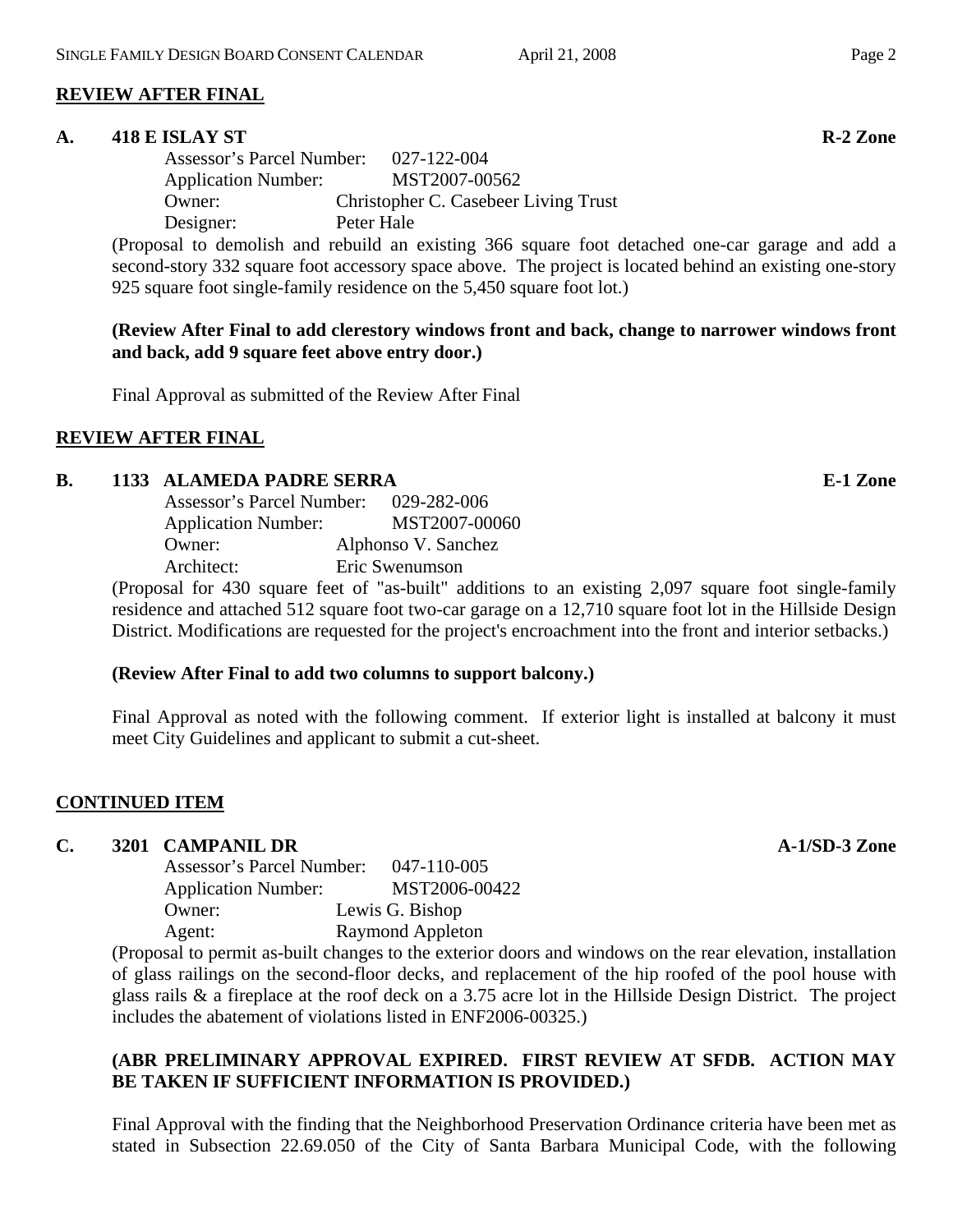## REVIEW AFTER FINAL

**A. 418 E ISLAY ST** **R-2 Zone**

Assessor's Parcel Number: 027-122-004
Application Number: MST2007-00562
Owner: Christopher C. Casebeer Living Trust
Designer: Peter Hale

(Proposal to demolish and rebuild an existing 366 square foot detached one-car garage and add a second-story 332 square foot accessory space above. The project is located behind an existing one-story 925 square foot single-family residence on the 5,450 square foot lot.)

**(Review After Final to add clerestory windows front and back, change to narrower windows front and back, add 9 square feet above entry door.)**

Final Approval as submitted of the Review After Final

## REVIEW AFTER FINAL

**B. 1133 ALAMEDA PADRE SERRA** **E-1 Zone**

Assessor's Parcel Number: 029-282-006
Application Number: MST2007-00060
Owner: Alphonso V. Sanchez
Architect: Eric Swenumson

(Proposal for 430 square feet of "as-built" additions to an existing 2,097 square foot single-family residence and attached 512 square foot two-car garage on a 12,710 square foot lot in the Hillside Design District. Modifications are requested for the project's encroachment into the front and interior setbacks.)

**(Review After Final to add two columns to support balcony.)**

Final Approval as noted with the following comment. If exterior light is installed at balcony it must meet City Guidelines and applicant to submit a cut-sheet.

## CONTINUED ITEM

**C. 3201 CAMPANIL DR** **A-1/SD-3 Zone**

Assessor's Parcel Number: 047-110-005
Application Number: MST2006-00422
Owner: Lewis G. Bishop
Agent: Raymond Appleton

(Proposal to permit as-built changes to the exterior doors and windows on the rear elevation, installation of glass railings on the second-floor decks, and replacement of the hip roofed of the pool house with glass rails & a fireplace at the roof deck on a 3.75 acre lot in the Hillside Design District. The project includes the abatement of violations listed in ENF2006-00325.)

**(ABR PRELIMINARY APPROVAL EXPIRED. FIRST REVIEW AT SFDB. ACTION MAY BE TAKEN IF SUFFICIENT INFORMATION IS PROVIDED.)**

Final Approval with the finding that the Neighborhood Preservation Ordinance criteria have been met as stated in Subsection 22.69.050 of the City of Santa Barbara Municipal Code, with the following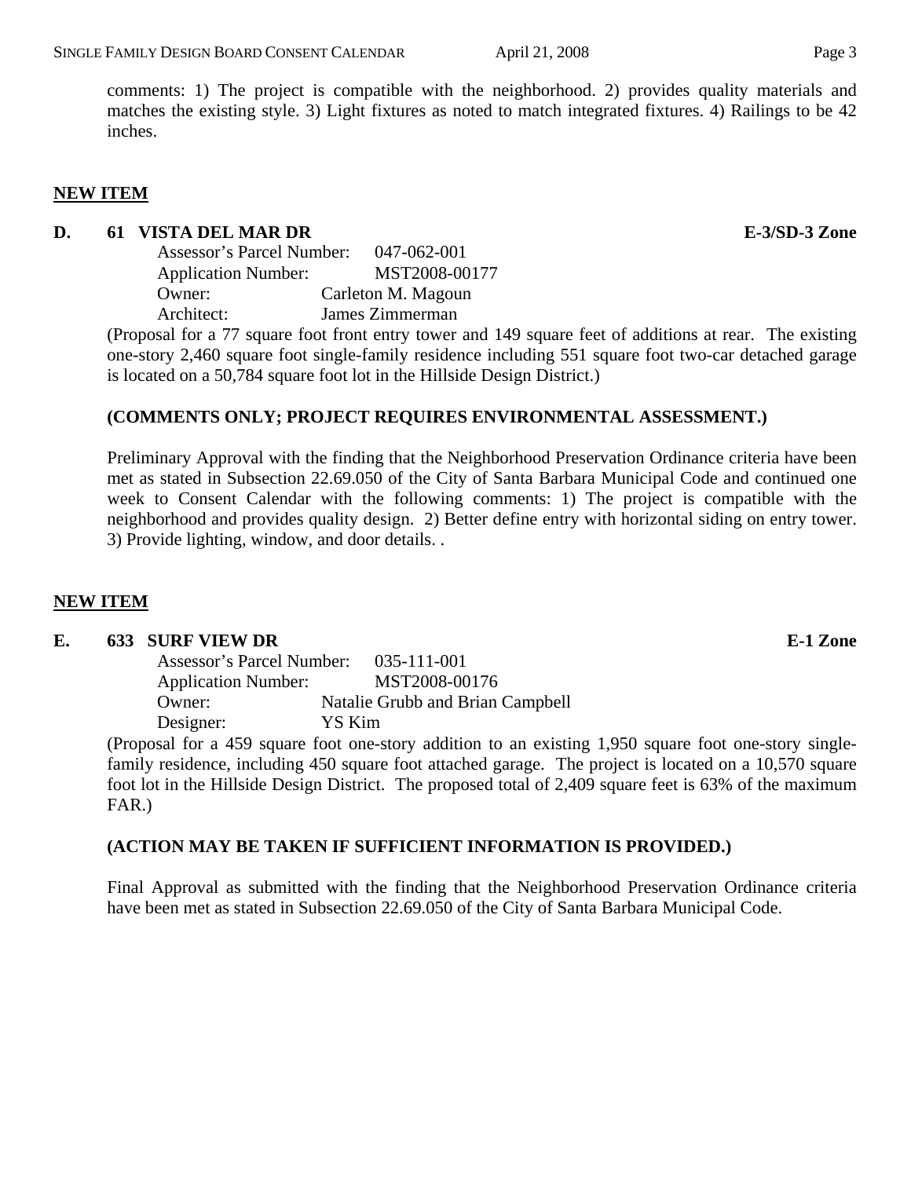comments: 1) The project is compatible with the neighborhood. 2) provides quality materials and matches the existing style. 3) Light fixtures as noted to match integrated fixtures. 4) Railings to be 42 inches.

**NEW ITEM**

**D. 61 VISTA DEL MAR DR** **E-3/SD-3 Zone**

Assessor's Parcel Number: 047-062-001
Application Number: MST2008-00177
Owner: Carleton M. Magoun
Architect: James Zimmerman

(Proposal for a 77 square foot front entry tower and 149 square feet of additions at rear. The existing one-story 2,460 square foot single-family residence including 551 square foot two-car detached garage is located on a 50,784 square foot lot in the Hillside Design District.)

**(COMMENTS ONLY; PROJECT REQUIRES ENVIRONMENTAL ASSESSMENT.)**

Preliminary Approval with the finding that the Neighborhood Preservation Ordinance criteria have been met as stated in Subsection 22.69.050 of the City of Santa Barbara Municipal Code and continued one week to Consent Calendar with the following comments: 1) The project is compatible with the neighborhood and provides quality design. 2) Better define entry with horizontal siding on entry tower. 3) Provide lighting, window, and door details. .

**NEW ITEM**

**E. 633 SURF VIEW DR** **E-1 Zone**

Assessor's Parcel Number: 035-111-001
Application Number: MST2008-00176
Owner: Natalie Grubb and Brian Campbell
Designer: YS Kim

(Proposal for a 459 square foot one-story addition to an existing 1,950 square foot one-story single-family residence, including 450 square foot attached garage. The project is located on a 10,570 square foot lot in the Hillside Design District. The proposed total of 2,409 square feet is 63% of the maximum FAR.)

**(ACTION MAY BE TAKEN IF SUFFICIENT INFORMATION IS PROVIDED.)**

Final Approval as submitted with the finding that the Neighborhood Preservation Ordinance criteria have been met as stated in Subsection 22.69.050 of the City of Santa Barbara Municipal Code.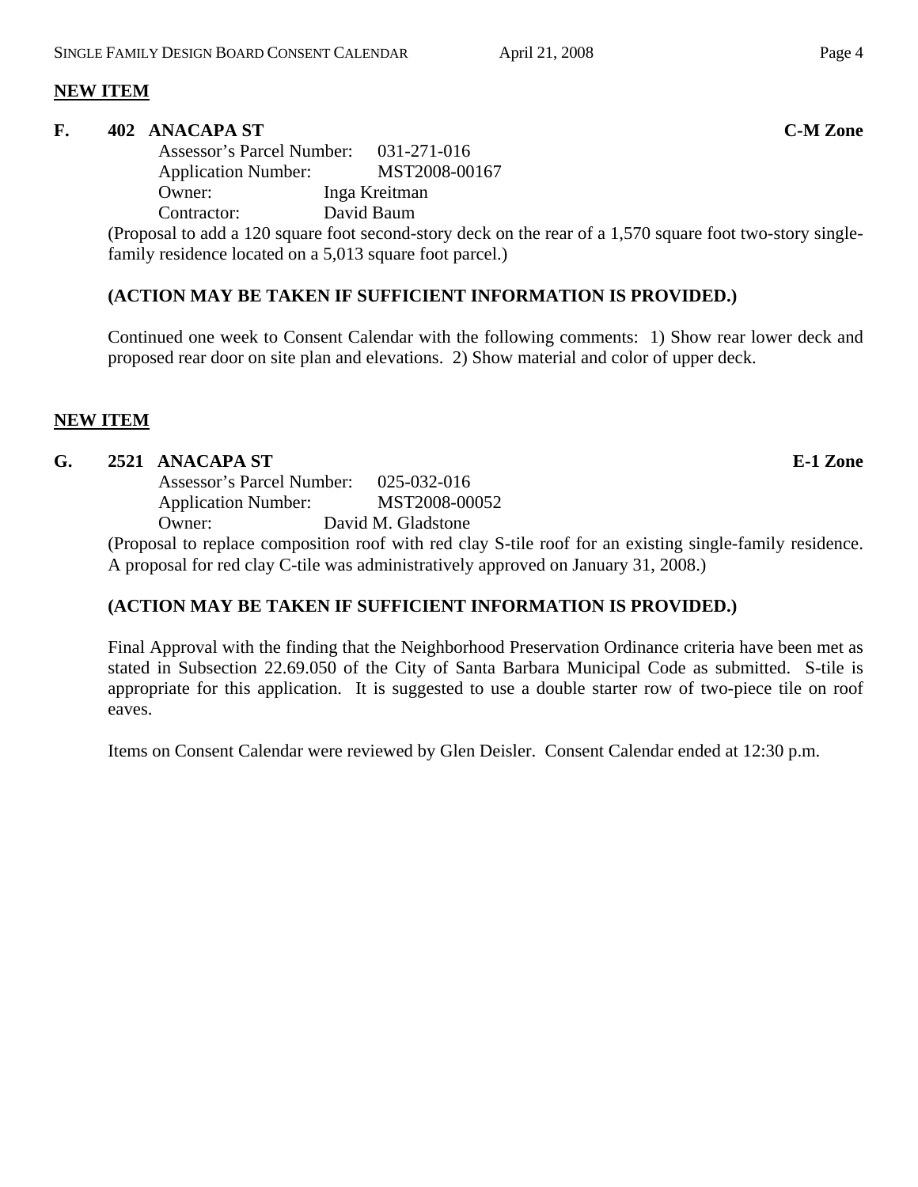**NEW ITEM**

**F. 402 ANACAPA ST** **C-M Zone**

Assessor's Parcel Number: 031-271-016
Application Number: MST2008-00167
Owner: Inga Kreitman
Contractor: David Baum

(Proposal to add a 120 square foot second-story deck on the rear of a 1,570 square foot two-story single-family residence located on a 5,013 square foot parcel.)

**(ACTION MAY BE TAKEN IF SUFFICIENT INFORMATION IS PROVIDED.)**

Continued one week to Consent Calendar with the following comments: 1) Show rear lower deck and proposed rear door on site plan and elevations. 2) Show material and color of upper deck.

**NEW ITEM**

**G. 2521 ANACAPA ST** **E-1 Zone**

Assessor's Parcel Number: 025-032-016
Application Number: MST2008-00052
Owner: David M. Gladstone

(Proposal to replace composition roof with red clay S-tile roof for an existing single-family residence. A proposal for red clay C-tile was administratively approved on January 31, 2008.)

**(ACTION MAY BE TAKEN IF SUFFICIENT INFORMATION IS PROVIDED.)**

Final Approval with the finding that the Neighborhood Preservation Ordinance criteria have been met as stated in Subsection 22.69.050 of the City of Santa Barbara Municipal Code as submitted. S-tile is appropriate for this application. It is suggested to use a double starter row of two-piece tile on roof eaves.

Items on Consent Calendar were reviewed by Glen Deisler. Consent Calendar ended at 12:30 p.m.